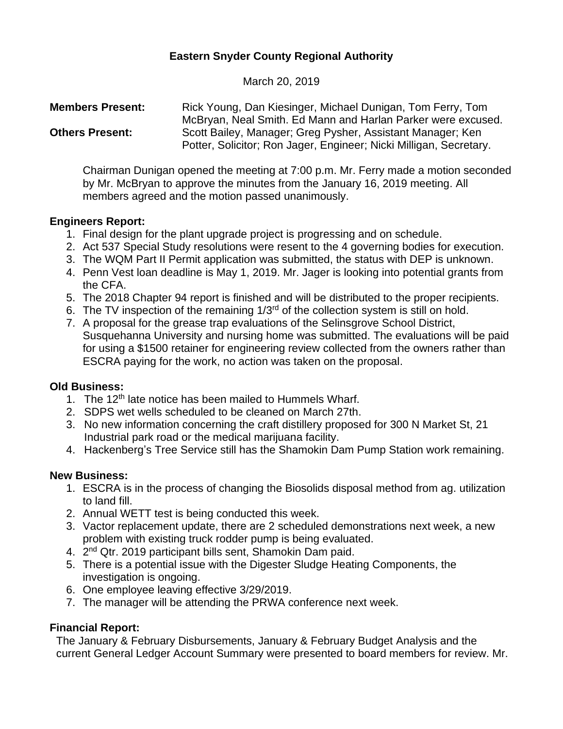**Eastern Snyder County Regional Authority**

March 20, 2019

**Members Present:** Rick Young, Dan Kiesinger, Michael Dunigan, Tom Ferry, Tom McBryan, Neal Smith. Ed Mann and Harlan Parker were excused.

**Others Present:** Scott Bailey, Manager; Greg Pysher, Assistant Manager; Ken Potter, Solicitor; Ron Jager, Engineer; Nicki Milligan, Secretary.

Chairman Dunigan opened the meeting at 7:00 p.m. Mr. Ferry made a motion seconded by Mr. McBryan to approve the minutes from the January 16, 2019 meeting. All members agreed and the motion passed unanimously.

**Engineers Report:**

1. Final design for the plant upgrade project is progressing and on schedule.
2. Act 537 Special Study resolutions were resent to the 4 governing bodies for execution.
3. The WQM Part II Permit application was submitted, the status with DEP is unknown.
4. Penn Vest loan deadline is May 1, 2019. Mr. Jager is looking into potential grants from the CFA.
5. The 2018 Chapter 94 report is finished and will be distributed to the proper recipients.
6. The TV inspection of the remaining 1/3rd of the collection system is still on hold.
7. A proposal for the grease trap evaluations of the Selinsgrove School District, Susquehanna University and nursing home was submitted. The evaluations will be paid for using a $1500 retainer for engineering review collected from the owners rather than ESCRA paying for the work, no action was taken on the proposal.

**Old Business:**

1. The 12th late notice has been mailed to Hummels Wharf.
2. SDPS wet wells scheduled to be cleaned on March 27th.
3. No new information concerning the craft distillery proposed for 300 N Market St, 21 Industrial park road or the medical marijuana facility.
4. Hackenberg's Tree Service still has the Shamokin Dam Pump Station work remaining.

**New Business:**

1. ESCRA is in the process of changing the Biosolids disposal method from ag. utilization to land fill.
2. Annual WETT test is being conducted this week.
3. Vactor replacement update, there are 2 scheduled demonstrations next week, a new problem with existing truck rodder pump is being evaluated.
4. 2nd Qtr. 2019 participant bills sent, Shamokin Dam paid.
5. There is a potential issue with the Digester Sludge Heating Components, the investigation is ongoing.
6. One employee leaving effective 3/29/2019.
7. The manager will be attending the PRWA conference next week.

**Financial Report:**

The January & February Disbursements, January & February Budget Analysis and the current General Ledger Account Summary were presented to board members for review. Mr.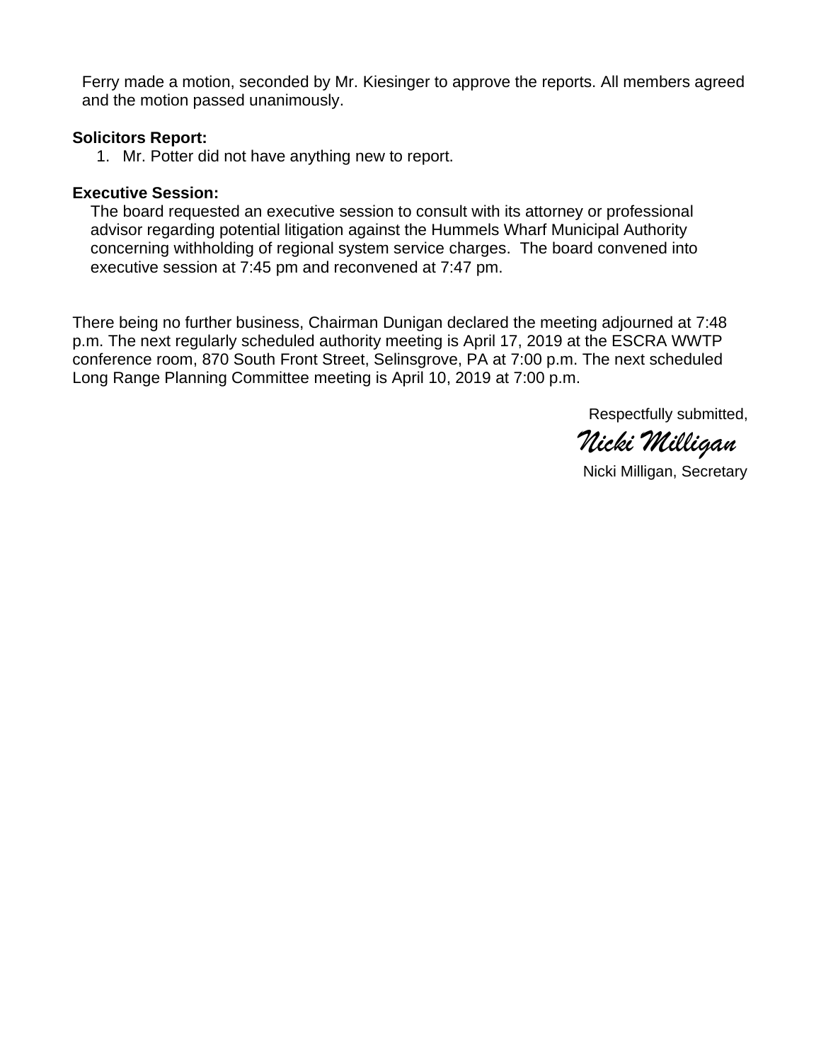Ferry made a motion, seconded by Mr. Kiesinger to approve the reports. All members agreed and the motion passed unanimously.

**Solicitors Report:**

1. Mr. Potter did not have anything new to report.

**Executive Session:**

The board requested an executive session to consult with its attorney or professional advisor regarding potential litigation against the Hummels Wharf Municipal Authority concerning withholding of regional system service charges. The board convened into executive session at 7:45 pm and reconvened at 7:47 pm.

There being no further business, Chairman Dunigan declared the meeting adjourned at 7:48 p.m. The next regularly scheduled authority meeting is April 17, 2019 at the ESCRA WWTP conference room, 870 South Front Street, Selinsgrove, PA at 7:00 p.m. The next scheduled Long Range Planning Committee meeting is April 10, 2019 at 7:00 p.m.

Respectfully submitted,

*Nicki Milligan*

Nicki Milligan, Secretary